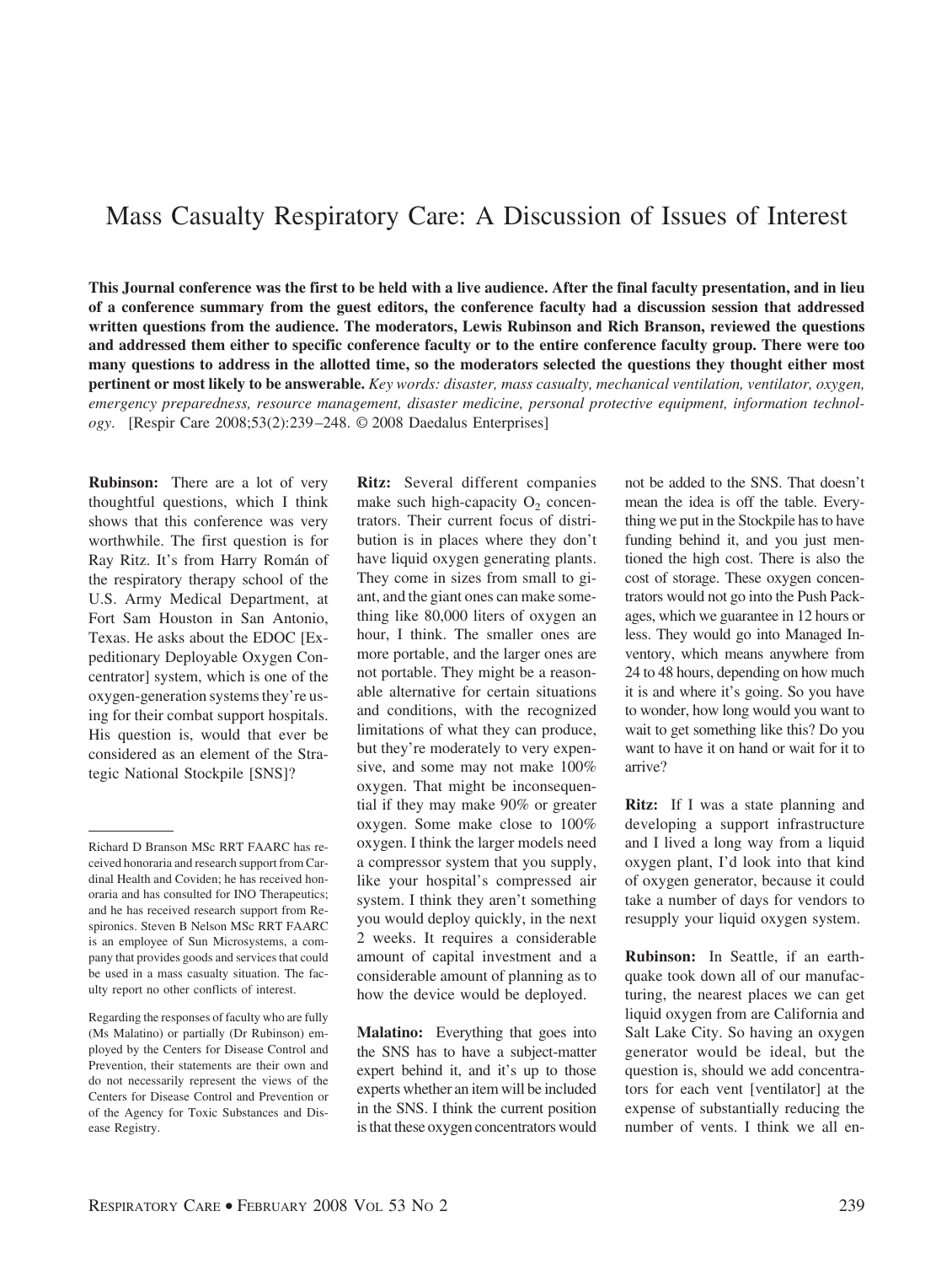# Mass Casualty Respiratory Care: A Discussion of Issues of Interest

**This Journal conference was the first to be held with a live audience. After the final faculty presentation, and in lieu of a conference summary from the guest editors, the conference faculty had a discussion session that addressed written questions from the audience. The moderators, Lewis Rubinson and Rich Branson, reviewed the questions and addressed them either to specific conference faculty or to the entire conference faculty group. There were too many questions to address in the allotted time, so the moderators selected the questions they thought either most pertinent or most likely to be answerable.** *Key words: disaster, mass casualty, mechanical ventilation, ventilator, oxygen, emergency preparedness, resource management, disaster medicine, personal protective equipment, information technology*. [Respir Care 2008;53(2):239–248. © 2008 Daedalus Enterprises]

**Rubinson:** There are a lot of very thoughtful questions, which I think shows that this conference was very worthwhile. The first question is for Ray Ritz. It's from Harry Román of the respiratory therapy school of the U.S. Army Medical Department, at Fort Sam Houston in San Antonio, Texas. He asks about the EDOC [Expeditionary Deployable Oxygen Concentrator] system, which is one of the oxygen-generation systems they're using for their combat support hospitals. His question is, would that ever be considered as an element of the Strategic National Stockpile [SNS]?

**Ritz:** Several different companies make such high-capacity $O_2$ concentrators. Their current focus of distribution is in places where they don't have liquid oxygen generating plants. They come in sizes from small to giant, and the giant ones can make something like 80,000 liters of oxygen an hour, I think. The smaller ones are more portable, and the larger ones are not portable. They might be a reasonable alternative for certain situations and conditions, with the recognized limitations of what they can produce, but they're moderately to very expensive, and some may not make 100% oxygen. That might be inconsequential if they may make 90% or greater oxygen. Some make close to 100% oxygen. I think the larger models need a compressor system that you supply, like your hospital's compressed air system. I think they aren't something you would deploy quickly, in the next 2 weeks. It requires a considerable amount of capital investment and a considerable amount of planning as to how the device would be deployed.

**Malatino:** Everything that goes into the SNS has to have a subject-matter expert behind it, and it's up to those experts whether an item will be included in the SNS. I think the current position is that these oxygen concentrators would not be added to the SNS. That doesn't mean the idea is off the table. Everything we put in the Stockpile has to have funding behind it, and you just mentioned the high cost. There is also the cost of storage. These oxygen concentrators would not go into the Push Packages, which we guarantee in 12 hours or less. They would go into Managed Inventory, which means anywhere from 24 to 48 hours, depending on how much it is and where it's going. So you have to wonder, how long would you want to wait to get something like this? Do you want to have it on hand or wait for it to arrive?

**Ritz:** If I was a state planning and developing a support infrastructure and I lived a long way from a liquid oxygen plant, I'd look into that kind of oxygen generator, because it could take a number of days for vendors to resupply your liquid oxygen system.

**Rubinson:** In Seattle, if an earthquake took down all of our manufacturing, the nearest places we can get liquid oxygen from are California and Salt Lake City. So having an oxygen generator would be ideal, but the question is, should we add concentrators for each vent [ventilator] at the expense of substantially reducing the number of vents. I think we all en-

Richard D Branson MSc RRT FAARC has received honoraria and research support from Cardinal Health and Coviden; he has received honoraria and has consulted for INO Therapeutics; and he has received research support from Respironics. Steven B Nelson MSc RRT FAARC is an employee of Sun Microsystems, a company that provides goods and services that could be used in a mass casualty situation. The faculty report no other conflicts of interest.

Regarding the responses of faculty who are fully (Ms Malatino) or partially (Dr Rubinson) employed by the Centers for Disease Control and Prevention, their statements are their own and do not necessarily represent the views of the Centers for Disease Control and Prevention or of the Agency for Toxic Substances and Disease Registry.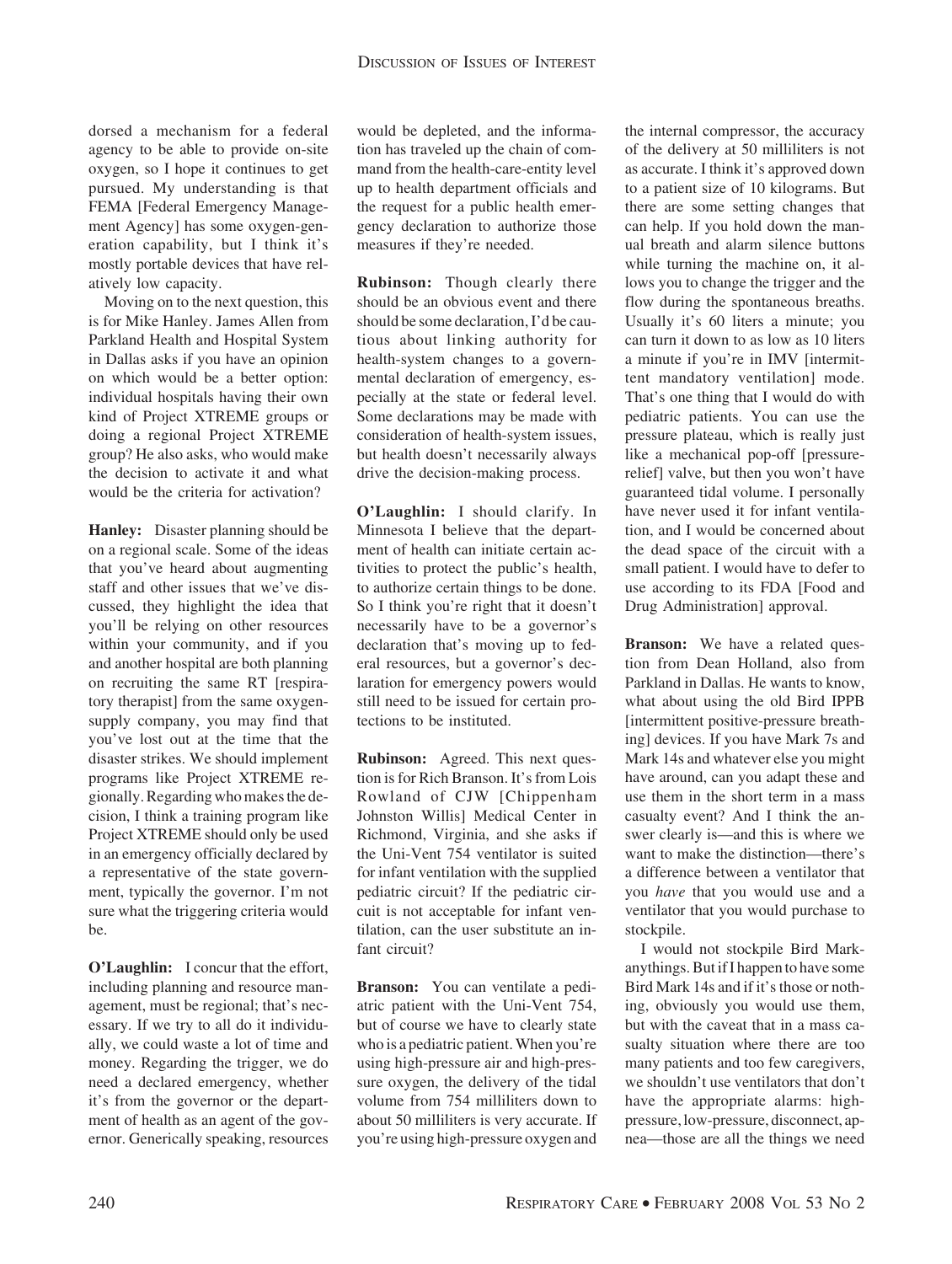dorsed a mechanism for a federal agency to be able to provide on-site oxygen, so I hope it continues to get pursued. My understanding is that FEMA [Federal Emergency Management Agency] has some oxygen-generation capability, but I think it's mostly portable devices that have relatively low capacity.

Moving on to the next question, this is for Mike Hanley. James Allen from Parkland Health and Hospital System in Dallas asks if you have an opinion on which would be a better option: individual hospitals having their own kind of Project XTREME groups or doing a regional Project XTREME group? He also asks, who would make the decision to activate it and what would be the criteria for activation?

**Hanley:** Disaster planning should be on a regional scale. Some of the ideas that you've heard about augmenting staff and other issues that we've discussed, they highlight the idea that you'll be relying on other resources within your community, and if you and another hospital are both planning on recruiting the same RT [respiratory therapist] from the same oxygen-supply company, you may find that you've lost out at the time that the disaster strikes. We should implement programs like Project XTREME regionally. Regarding who makes the decision, I think a training program like Project XTREME should only be used in an emergency officially declared by a representative of the state government, typically the governor. I'm not sure what the triggering criteria would be.

**O'Laughlin:** I concur that the effort, including planning and resource management, must be regional; that's necessary. If we try to all do it individually, we could waste a lot of time and money. Regarding the trigger, we do need a declared emergency, whether it's from the governor or the department of health as an agent of the governor. Generically speaking, resources would be depleted, and the information has traveled up the chain of command from the health-care-entity level up to health department officials and the request for a public health emergency declaration to authorize those measures if they're needed.

**Rubinson:** Though clearly there should be an obvious event and there should be some declaration, I'd be cautious about linking authority for health-system changes to a governmental declaration of emergency, especially at the state or federal level. Some declarations may be made with consideration of health-system issues, but health doesn't necessarily always drive the decision-making process.

**O'Laughlin:** I should clarify. In Minnesota I believe that the department of health can initiate certain activities to protect the public's health, to authorize certain things to be done. So I think you're right that it doesn't necessarily have to be a governor's declaration that's moving up to federal resources, but a governor's declaration for emergency powers would still need to be issued for certain protections to be instituted.

**Rubinson:** Agreed. This next question is for Rich Branson. It's from Lois Rowland of CJW [Chippenham Johnston Willis] Medical Center in Richmond, Virginia, and she asks if the Uni-Vent 754 ventilator is suited for infant ventilation with the supplied pediatric circuit? If the pediatric circuit is not acceptable for infant ventilation, can the user substitute an infant circuit?

**Branson:** You can ventilate a pediatric patient with the Uni-Vent 754, but of course we have to clearly state who is a pediatric patient. When you're using high-pressure air and high-pressure oxygen, the delivery of the tidal volume from 754 milliliters down to about 50 milliliters is very accurate. If you're using high-pressure oxygen and the internal compressor, the accuracy of the delivery at 50 milliliters is not as accurate. I think it's approved down to a patient size of 10 kilograms. But there are some setting changes that can help. If you hold down the manual breath and alarm silence buttons while turning the machine on, it allows you to change the trigger and the flow during the spontaneous breaths. Usually it's 60 liters a minute; you can turn it down to as low as 10 liters a minute if you're in IMV [intermittent mandatory ventilation] mode. That's one thing that I would do with pediatric patients. You can use the pressure plateau, which is really just like a mechanical pop-off [pressure-relief] valve, but then you won't have guaranteed tidal volume. I personally have never used it for infant ventilation, and I would be concerned about the dead space of the circuit with a small patient. I would have to defer to use according to its FDA [Food and Drug Administration] approval.

**Branson:** We have a related question from Dean Holland, also from Parkland in Dallas. He wants to know, what about using the old Bird IPPB [intermittent positive-pressure breathing] devices. If you have Mark 7s and Mark 14s and whatever else you might have around, can you adapt these and use them in the short term in a mass casualty event? And I think the answer clearly is—and this is where we want to make the distinction—there's a difference between a ventilator that you *have* that you would use and a ventilator that you would purchase to stockpile.

I would not stockpile Bird Mark-anythings. But if I happen to have some Bird Mark 14s and if it's those or nothing, obviously you would use them, but with the caveat that in a mass casualty situation where there are too many patients and too few caregivers, we shouldn't use ventilators that don't have the appropriate alarms: high-pressure, low-pressure, disconnect, apnea—those are all the things we need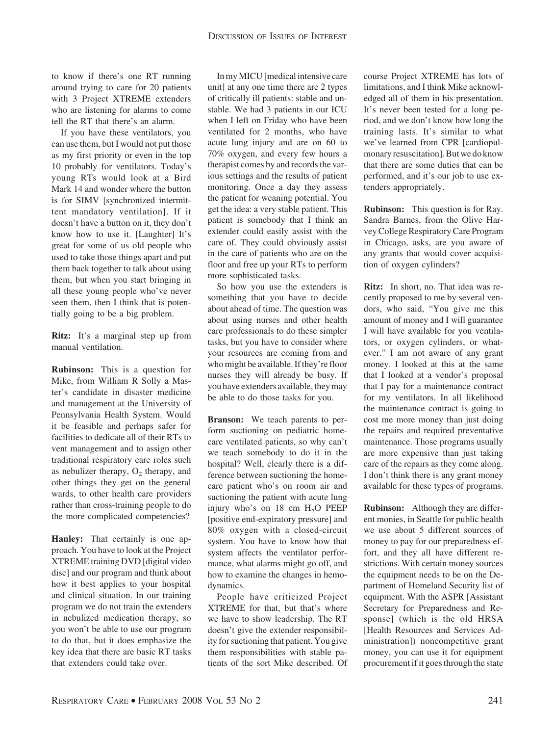to know if there's one RT running around trying to care for 20 patients with 3 Project XTREME extenders who are listening for alarms to come tell the RT that there's an alarm.

If you have these ventilators, you can use them, but I would not put those as my first priority or even in the top 10 probably for ventilators. Today's young RTs would look at a Bird Mark 14 and wonder where the button is for SIMV [synchronized intermittent mandatory ventilation]. If it doesn't have a button on it, they don't know how to use it. [Laughter] It's great for some of us old people who used to take those things apart and put them back together to talk about using them, but when you start bringing in all these young people who've never seen them, then I think that is potentially going to be a big problem.

**Ritz:** It's a marginal step up from manual ventilation.

**Rubinson:** This is a question for Mike, from William R Solly a Master's candidate in disaster medicine and management at the University of Pennsylvania Health System. Would it be feasible and perhaps safer for facilities to dedicate all of their RTs to vent management and to assign other traditional respiratory care roles such as nebulizer therapy, $O_2$ therapy, and other things they get on the general wards, to other health care providers rather than cross-training people to do the more complicated competencies?

**Hanley:** That certainly is one approach. You have to look at the Project XTREME training DVD [digital video disc] and our program and think about how it best applies to your hospital and clinical situation. In our training program we do not train the extenders in nebulized medication therapy, so you won't be able to use our program to do that, but it does emphasize the key idea that there are basic RT tasks that extenders could take over.

In my MICU [medical intensive care unit] at any one time there are 2 types of critically ill patients: stable and unstable. We had 3 patients in our ICU when I left on Friday who have been ventilated for 2 months, who have acute lung injury and are on 60 to 70% oxygen, and every few hours a therapist comes by and records the various settings and the results of patient monitoring. Once a day they assess the patient for weaning potential. You get the idea: a very stable patient. This patient is somebody that I think an extender could easily assist with the care of. They could obviously assist in the care of patients who are on the floor and free up your RTs to perform more sophisticated tasks.

So how you use the extenders is something that you have to decide about ahead of time. The question was about using nurses and other health care professionals to do these simpler tasks, but you have to consider where your resources are coming from and who might be available. If they're floor nurses they will already be busy. If you have extenders available, they may be able to do those tasks for you.

**Branson:** We teach parents to perform suctioning on pediatric home-care ventilated patients, so why can't we teach somebody to do it in the hospital? Well, clearly there is a difference between suctioning the home-care patient who's on room air and suctioning the patient with acute lung injury who's on 18 cm $H_2O$ PEEP [positive end-expiratory pressure] and 80% oxygen with a closed-circuit system. You have to know how that system affects the ventilator performance, what alarms might go off, and how to examine the changes in hemodynamics.

People have criticized Project XTREME for that, but that's where we have to show leadership. The RT doesn't give the extender responsibility for suctioning that patient. You give them responsibilities with stable patients of the sort Mike described. Of course Project XTREME has lots of limitations, and I think Mike acknowledged all of them in his presentation. It's never been tested for a long period, and we don't know how long the training lasts. It's similar to what we've learned from CPR [cardiopulmonary resuscitation]. But we do know that there are some duties that can be performed, and it's our job to use extenders appropriately.

**Rubinson:** This question is for Ray. Sandra Barnes, from the Olive Harvey College Respiratory Care Program in Chicago, asks, are you aware of any grants that would cover acquisition of oxygen cylinders?

**Ritz:** In short, no. That idea was recently proposed to me by several vendors, who said, "You give me this amount of money and I will guarantee I will have available for you ventilators, or oxygen cylinders, or whatever." I am not aware of any grant money. I looked at this at the same that I looked at a vendor's proposal that I pay for a maintenance contract for my ventilators. In all likelihood the maintenance contract is going to cost me more money than just doing the repairs and required preventative maintenance. Those programs usually are more expensive than just taking care of the repairs as they come along. I don't think there is any grant money available for these types of programs.

**Rubinson:** Although they are different monies, in Seattle for public health we use about 5 different sources of money to pay for our preparedness effort, and they all have different restrictions. With certain money sources the equipment needs to be on the Department of Homeland Security list of equipment. With the ASPR [Assistant Secretary for Preparedness and Response] (which is the old HRSA [Health Resources and Services Administration]) noncompetitive grant money, you can use it for equipment procurement if it goes through the state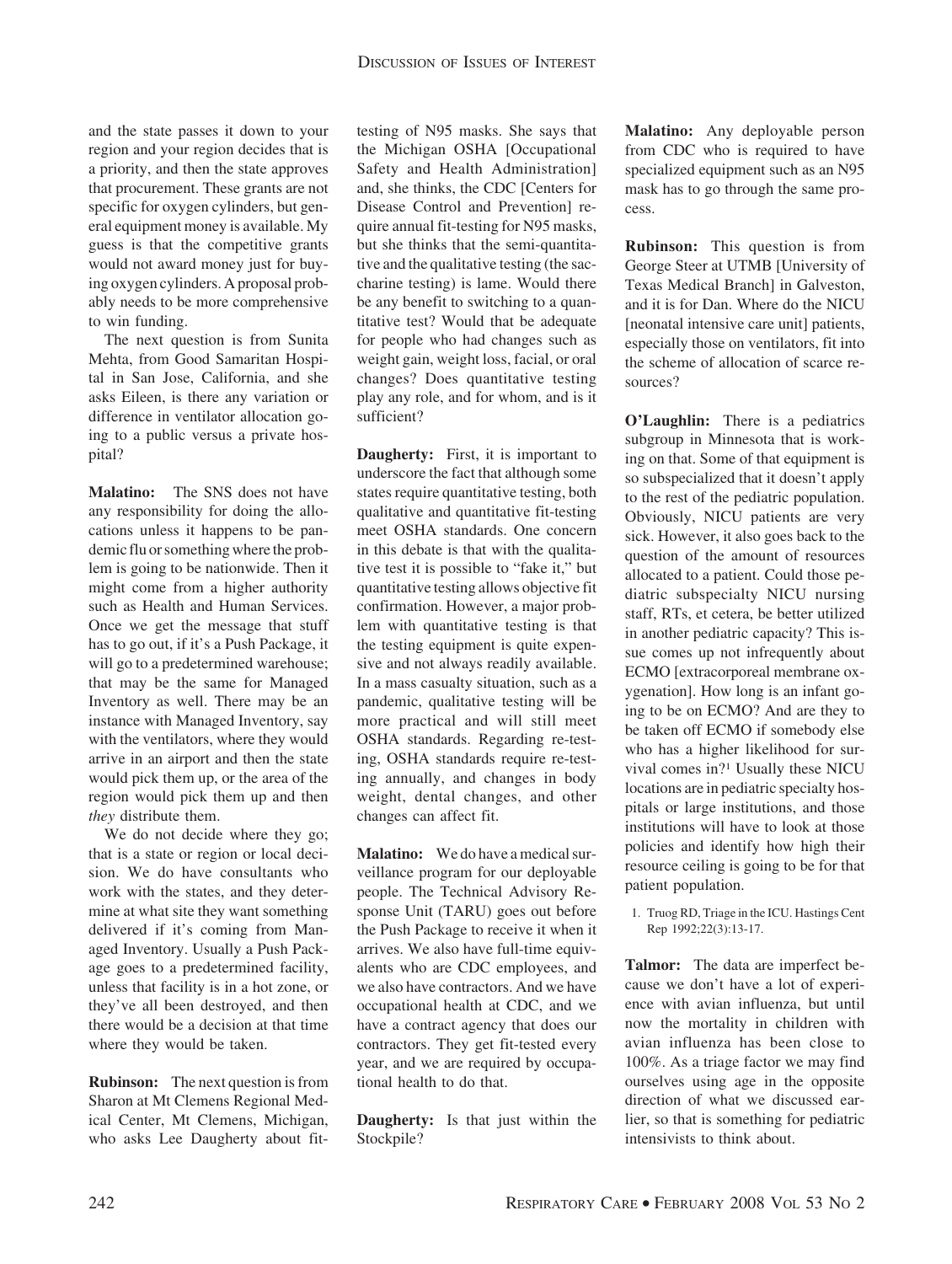and the state passes it down to your region and your region decides that is a priority, and then the state approves that procurement. These grants are not specific for oxygen cylinders, but general equipment money is available. My guess is that the competitive grants would not award money just for buying oxygen cylinders. A proposal probably needs to be more comprehensive to win funding.

The next question is from Sunita Mehta, from Good Samaritan Hospital in San Jose, California, and she asks Eileen, is there any variation or difference in ventilator allocation going to a public versus a private hospital?

**Malatino:** The SNS does not have any responsibility for doing the allocations unless it happens to be pandemic flu or something where the problem is going to be nationwide. Then it might come from a higher authority such as Health and Human Services. Once we get the message that stuff has to go out, if it's a Push Package, it will go to a predetermined warehouse; that may be the same for Managed Inventory as well. There may be an instance with Managed Inventory, say with the ventilators, where they would arrive in an airport and then the state would pick them up, or the area of the region would pick them up and then *they* distribute them.

We do not decide where they go; that is a state or region or local decision. We do have consultants who work with the states, and they determine at what site they want something delivered if it's coming from Managed Inventory. Usually a Push Package goes to a predetermined facility, unless that facility is in a hot zone, or they've all been destroyed, and then there would be a decision at that time where they would be taken.

**Rubinson:** The next question is from Sharon at Mt Clemens Regional Medical Center, Mt Clemens, Michigan, who asks Lee Daugherty about fit-testing of N95 masks. She says that the Michigan OSHA [Occupational Safety and Health Administration] and, she thinks, the CDC [Centers for Disease Control and Prevention] require annual fit-testing for N95 masks, but she thinks that the semi-quantitative and the qualitative testing (the saccharine testing) is lame. Would there be any benefit to switching to a quantitative test? Would that be adequate for people who had changes such as weight gain, weight loss, facial, or oral changes? Does quantitative testing play any role, and for whom, and is it sufficient?

**Daugherty:** First, it is important to underscore the fact that although some states require quantitative testing, both qualitative and quantitative fit-testing meet OSHA standards. One concern in this debate is that with the qualitative test it is possible to "fake it," but quantitative testing allows objective fit confirmation. However, a major problem with quantitative testing is that the testing equipment is quite expensive and not always readily available. In a mass casualty situation, such as a pandemic, qualitative testing will be more practical and will still meet OSHA standards. Regarding re-testing, OSHA standards require re-testing annually, and changes in body weight, dental changes, and other changes can affect fit.

**Malatino:** We do have a medical surveillance program for our deployable people. The Technical Advisory Response Unit (TARU) goes out before the Push Package to receive it when it arrives. We also have full-time equivalents who are CDC employees, and we also have contractors. And we have occupational health at CDC, and we have a contract agency that does our contractors. They get fit-tested every year, and we are required by occupational health to do that.

**Daugherty:** Is that just within the Stockpile?

**Malatino:** Any deployable person from CDC who is required to have specialized equipment such as an N95 mask has to go through the same process.

**Rubinson:** This question is from George Steer at UTMB [University of Texas Medical Branch] in Galveston, and it is for Dan. Where do the NICU [neonatal intensive care unit] patients, especially those on ventilators, fit into the scheme of allocation of scarce resources?

**O'Laughlin:** There is a pediatrics subgroup in Minnesota that is working on that. Some of that equipment is so subspecialized that it doesn't apply to the rest of the pediatric population. Obviously, NICU patients are very sick. However, it also goes back to the question of the amount of resources allocated to a patient. Could those pediatric subspecialty NICU nursing staff, RTs, et cetera, be better utilized in another pediatric capacity? This issue comes up not infrequently about ECMO [extracorporeal membrane oxygenation]. How long is an infant going to be on ECMO? And are they to be taken off ECMO if somebody else who has a higher likelihood for survival comes in?[1] Usually these NICU locations are in pediatric specialty hospitals or large institutions, and those institutions will have to look at those policies and identify how high their resource ceiling is going to be for that patient population.

1. Truog RD, Triage in the ICU. Hastings Cent Rep 1992;22(3):13-17.

**Talmor:** The data are imperfect because we don't have a lot of experience with avian influenza, but until now the mortality in children with avian influenza has been close to 100%. As a triage factor we may find ourselves using age in the opposite direction of what we discussed earlier, so that is something for pediatric intensivists to think about.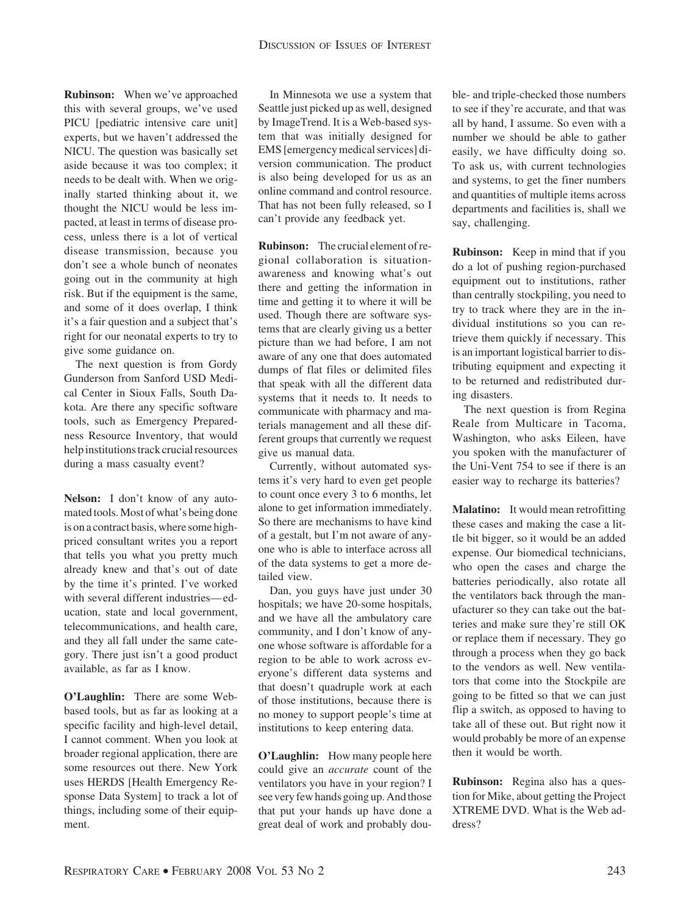**Rubinson:** When we've approached this with several groups, we've used PICU [pediatric intensive care unit] experts, but we haven't addressed the NICU. The question was basically set aside because it was too complex; it needs to be dealt with. When we originally started thinking about it, we thought the NICU would be less impacted, at least in terms of disease process, unless there is a lot of vertical disease transmission, because you don't see a whole bunch of neonates going out in the community at high risk. But if the equipment is the same, and some of it does overlap, I think it's a fair question and a subject that's right for our neonatal experts to try to give some guidance on.

The next question is from Gordy Gunderson from Sanford USD Medical Center in Sioux Falls, South Dakota. Are there any specific software tools, such as Emergency Preparedness Resource Inventory, that would help institutions track crucial resources during a mass casualty event?

**Nelson:** I don't know of any automated tools. Most of what's being done is on a contract basis, where some high-priced consultant writes you a report that tells you what you pretty much already knew and that's out of date by the time it's printed. I've worked with several different industries—education, state and local government, telecommunications, and health care, and they all fall under the same category. There just isn't a good product available, as far as I know.

**O'Laughlin:** There are some Web-based tools, but as far as looking at a specific facility and high-level detail, I cannot comment. When you look at broader regional application, there are some resources out there. New York uses HERDS [Health Emergency Response Data System] to track a lot of things, including some of their equipment.

In Minnesota we use a system that Seattle just picked up as well, designed by ImageTrend. It is a Web-based system that was initially designed for EMS [emergency medical services] diversion communication. The product is also being developed for us as an online command and control resource. That has not been fully released, so I can't provide any feedback yet.

**Rubinson:** The crucial element of regional collaboration is situation-awareness and knowing what's out there and getting the information in time and getting it to where it will be used. Though there are software systems that are clearly giving us a better picture than we had before, I am not aware of any one that does automated dumps of flat files or delimited files that speak with all the different data systems that it needs to. It needs to communicate with pharmacy and materials management and all these different groups that currently we request give us manual data.

Currently, without automated systems it's very hard to even get people to count once every 3 to 6 months, let alone to get information immediately. So there are mechanisms to have kind of a gestalt, but I'm not aware of anyone who is able to interface across all of the data systems to get a more detailed view.

Dan, you guys have just under 30 hospitals; we have 20-some hospitals, and we have all the ambulatory care community, and I don't know of anyone whose software is affordable for a region to be able to work across everyone's different data systems and that doesn't quadruple work at each of those institutions, because there is no money to support people's time at institutions to keep entering data.

**O'Laughlin:** How many people here could give an *accurate* count of the ventilators you have in your region? I see very few hands going up. And those that put your hands up have done a great deal of work and probably double- and triple-checked those numbers to see if they're accurate, and that was all by hand, I assume. So even with a number we should be able to gather easily, we have difficulty doing so. To ask us, with current technologies and systems, to get the finer numbers and quantities of multiple items across departments and facilities is, shall we say, challenging.

**Rubinson:** Keep in mind that if you do a lot of pushing region-purchased equipment out to institutions, rather than centrally stockpiling, you need to try to track where they are in the individual institutions so you can retrieve them quickly if necessary. This is an important logistical barrier to distributing equipment and expecting it to be returned and redistributed during disasters.

The next question is from Regina Reale from Multicare in Tacoma, Washington, who asks Eileen, have you spoken with the manufacturer of the Uni-Vent 754 to see if there is an easier way to recharge its batteries?

**Malatino:** It would mean retrofitting these cases and making the case a little bit bigger, so it would be an added expense. Our biomedical technicians, who open the cases and charge the batteries periodically, also rotate all the ventilators back through the manufacturer so they can take out the batteries and make sure they're still OK or replace them if necessary. They go through a process when they go back to the vendors as well. New ventilators that come into the Stockpile are going to be fitted so that we can just flip a switch, as opposed to having to take all of these out. But right now it would probably be more of an expense then it would be worth.

**Rubinson:** Regina also has a question for Mike, about getting the Project XTREME DVD. What is the Web address?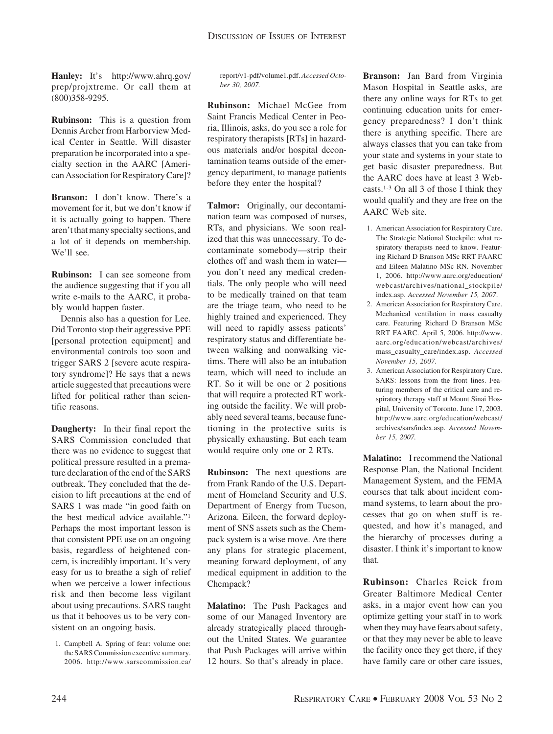**Hanley:** It's http://www.ahrq.gov/prep/projxtreme. Or call them at (800)358-9295.

**Rubinson:** This is a question from Dennis Archer from Harborview Medical Center in Seattle. Will disaster preparation be incorporated into a specialty section in the AARC [American Association for Respiratory Care]?

**Branson:** I don't know. There's a movement for it, but we don't know if it is actually going to happen. There aren't that many specialty sections, and a lot of it depends on membership. We'll see.

**Rubinson:** I can see someone from the audience suggesting that if you all write e-mails to the AARC, it probably would happen faster.

Dennis also has a question for Lee. Did Toronto stop their aggressive PPE [personal protection equipment] and environmental controls too soon and trigger SARS 2 [severe acute respiratory syndrome]? He says that a news article suggested that precautions were lifted for political rather than scientific reasons.

**Daugherty:** In their final report the SARS Commission concluded that there was no evidence to suggest that political pressure resulted in a premature declaration of the end of the SARS outbreak. They concluded that the decision to lift precautions at the end of SARS 1 was made "in good faith on the best medical advice available."[1] Perhaps the most important lesson is that consistent PPE use on an ongoing basis, regardless of heightened concern, is incredibly important. It's very easy for us to breathe a sigh of relief when we perceive a lower infectious risk and then become less vigilant about using precautions. SARS taught us that it behooves us to be very consistent on an ongoing basis.

1. Campbell A. Spring of fear: volume one: the SARS Commission executive summary. 2006. http://www.sarscommission.ca/report/v1-pdf/volume1.pdf. *Accessed October 30, 2007.*

**Rubinson:** Michael McGee from Saint Francis Medical Center in Peoria, Illinois, asks, do you see a role for respiratory therapists [RTs] in hazardous materials and/or hospital decontamination teams outside of the emergency department, to manage patients before they enter the hospital?

**Talmor:** Originally, our decontamination team was composed of nurses, RTs, and physicians. We soon realized that this was unnecessary. To decontaminate somebody—strip their clothes off and wash them in water—you don't need any medical credentials. The only people who will need to be medically trained on that team are the triage team, who need to be highly trained and experienced. They will need to rapidly assess patients' respiratory status and differentiate between walking and nonwalking victims. There will also be an intubation team, which will need to include an RT. So it will be one or 2 positions that will require a protected RT working outside the facility. We will probably need several teams, because functioning in the protective suits is physically exhausting. But each team would require only one or 2 RTs.

**Rubinson:** The next questions are from Frank Rando of the U.S. Department of Homeland Security and U.S. Department of Energy from Tucson, Arizona. Eileen, the forward deployment of SNS assets such as the Chempack system is a wise move. Are there any plans for strategic placement, meaning forward deployment, of any medical equipment in addition to the Chempack?

**Malatino:** The Push Packages and some of our Managed Inventory are already strategically placed throughout the United States. We guarantee that Push Packages will arrive within 12 hours. So that's already in place.

**Branson:** Jan Bard from Virginia Mason Hospital in Seattle asks, are there any online ways for RTs to get continuing education units for emergency preparedness? I don't think there is anything specific. There are always classes that you can take from your state and systems in your state to get basic disaster preparedness. But the AARC does have at least 3 Webcasts.[1-3] On all 3 of those I think they would qualify and they are free on the AARC Web site.

1. American Association for Respiratory Care. The Strategic National Stockpile: what respiratory therapists need to know. Featuring Richard D Branson MSc RRT FAARC and Eileen Malatino MSc RN. November 1, 2006. http://www.aarc.org/education/webcast/archives/national_stockpile/index.asp. *Accessed November 15, 2007.*
2. American Association for Respiratory Care. Mechanical ventilation in mass casualty care. Featuring Richard D Branson MSc RRT FAARC. April 5, 2006. http://www.aarc.org/education/webcast/archives/mass_casualty_care/index.asp. *Accessed November 15, 2007.*
3. American Association for Respiratory Care. SARS: lessons from the front lines. Featuring members of the critical care and respiratory therapy staff at Mount Sinai Hospital, University of Toronto. June 17, 2003. http://www.aarc.org/education/webcast/archives/sars/index.asp. *Accessed November 15, 2007.*

**Malatino:** I recommend the National Response Plan, the National Incident Management System, and the FEMA courses that talk about incident command systems, to learn about the processes that go on when stuff is requested, and how it's managed, and the hierarchy of processes during a disaster. I think it's important to know that.

**Rubinson:** Charles Reick from Greater Baltimore Medical Center asks, in a major event how can you optimize getting your staff in to work when they may have fears about safety, or that they may never be able to leave the facility once they get there, if they have family care or other care issues,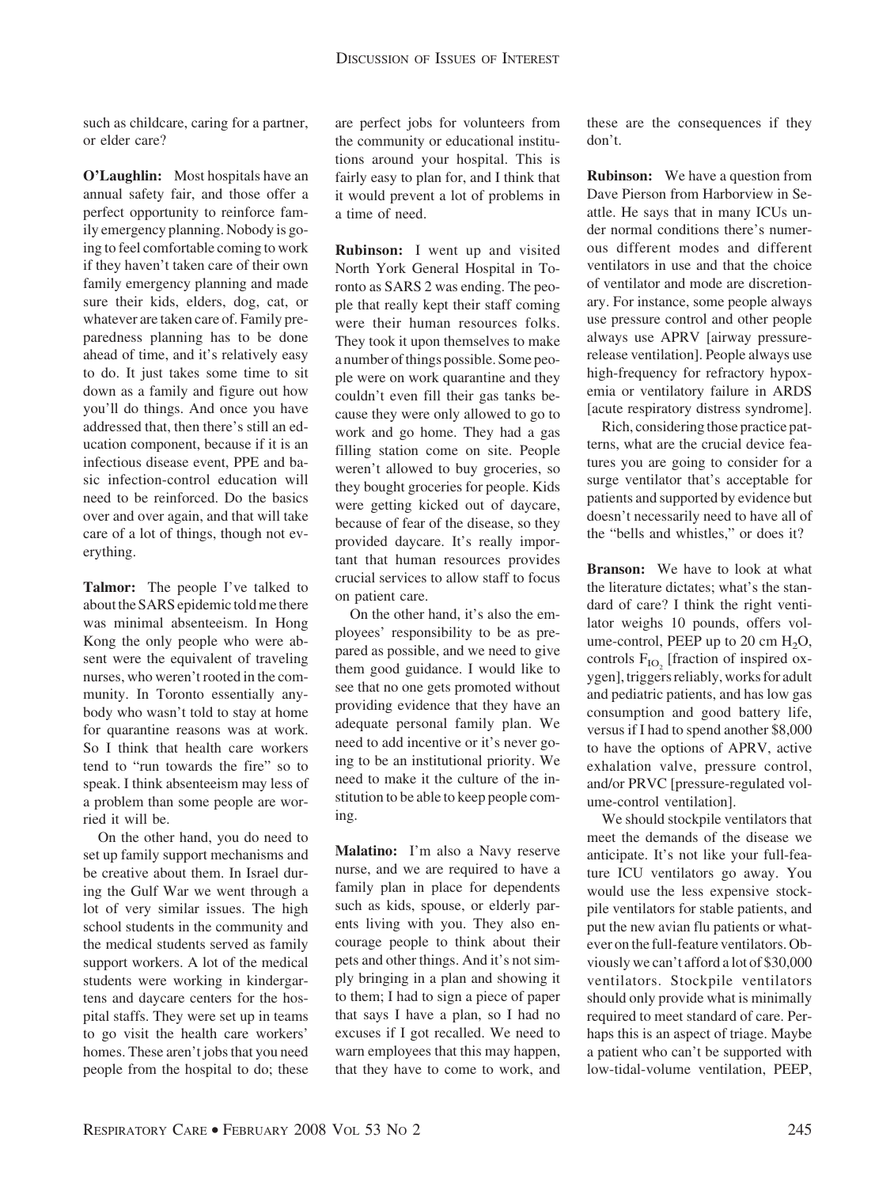such as childcare, caring for a partner, or elder care?

**O'Laughlin:** Most hospitals have an annual safety fair, and those offer a perfect opportunity to reinforce family emergency planning. Nobody is going to feel comfortable coming to work if they haven't taken care of their own family emergency planning and made sure their kids, elders, dog, cat, or whatever are taken care of. Family preparedness planning has to be done ahead of time, and it's relatively easy to do. It just takes some time to sit down as a family and figure out how you'll do things. And once you have addressed that, then there's still an education component, because if it is an infectious disease event, PPE and basic infection-control education will need to be reinforced. Do the basics over and over again, and that will take care of a lot of things, though not everything.

**Talmor:** The people I've talked to about the SARS epidemic told me there was minimal absenteeism. In Hong Kong the only people who were absent were the equivalent of traveling nurses, who weren't rooted in the community. In Toronto essentially anybody who wasn't told to stay at home for quarantine reasons was at work. So I think that health care workers tend to "run towards the fire" so to speak. I think absenteeism may less of a problem than some people are worried it will be.

On the other hand, you do need to set up family support mechanisms and be creative about them. In Israel during the Gulf War we went through a lot of very similar issues. The high school students in the community and the medical students served as family support workers. A lot of the medical students were working in kindergartens and daycare centers for the hospital staffs. They were set up in teams to go visit the health care workers' homes. These aren't jobs that you need people from the hospital to do; these are perfect jobs for volunteers from the community or educational institutions around your hospital. This is fairly easy to plan for, and I think that it would prevent a lot of problems in a time of need.

**Rubinson:** I went up and visited North York General Hospital in Toronto as SARS 2 was ending. The people that really kept their staff coming were their human resources folks. They took it upon themselves to make a number of things possible. Some people were on work quarantine and they couldn't even fill their gas tanks because they were only allowed to go to work and go home. They had a gas filling station come on site. People weren't allowed to buy groceries, so they bought groceries for people. Kids were getting kicked out of daycare, because of fear of the disease, so they provided daycare. It's really important that human resources provides crucial services to allow staff to focus on patient care.

On the other hand, it's also the employees' responsibility to be as prepared as possible, and we need to give them good guidance. I would like to see that no one gets promoted without providing evidence that they have an adequate personal family plan. We need to add incentive or it's never going to be an institutional priority. We need to make it the culture of the institution to be able to keep people coming.

**Malatino:** I'm also a Navy reserve nurse, and we are required to have a family plan in place for dependents such as kids, spouse, or elderly parents living with you. They also encourage people to think about their pets and other things. And it's not simply bringing in a plan and showing it to them; I had to sign a piece of paper that says I have a plan, so I had no excuses if I got recalled. We need to warn employees that this may happen, that they have to come to work, and these are the consequences if they don't.

**Rubinson:** We have a question from Dave Pierson from Harborview in Seattle. He says that in many ICUs under normal conditions there's numerous different modes and different ventilators in use and that the choice of ventilator and mode are discretionary. For instance, some people always use pressure control and other people always use APRV [airway pressure-release ventilation]. People always use high-frequency for refractory hypoxemia or ventilatory failure in ARDS [acute respiratory distress syndrome].

Rich, considering those practice patterns, what are the crucial device features you are going to consider for a surge ventilator that's acceptable for patients and supported by evidence but doesn't necessarily need to have all of the "bells and whistles," or does it?

**Branson:** We have to look at what the literature dictates; what's the standard of care? I think the right ventilator weighs 10 pounds, offers volume-control, PEEP up to 20 cm $H_2O$, controls $F_{IO_2}$ [fraction of inspired oxygen], triggers reliably, works for adult and pediatric patients, and has low gas consumption and good battery life, versus if I had to spend another $8,000 to have the options of APRV, active exhalation valve, pressure control, and/or PRVC [pressure-regulated volume-control ventilation].

We should stockpile ventilators that meet the demands of the disease we anticipate. It's not like your full-feature ICU ventilators go away. You would use the less expensive stockpile ventilators for stable patients, and put the new avian flu patients or whatever on the full-feature ventilators. Obviously we can't afford a lot of $30,000 ventilators. Stockpile ventilators should only provide what is minimally required to meet standard of care. Perhaps this is an aspect of triage. Maybe a patient who can't be supported with low-tidal-volume ventilation, PEEP,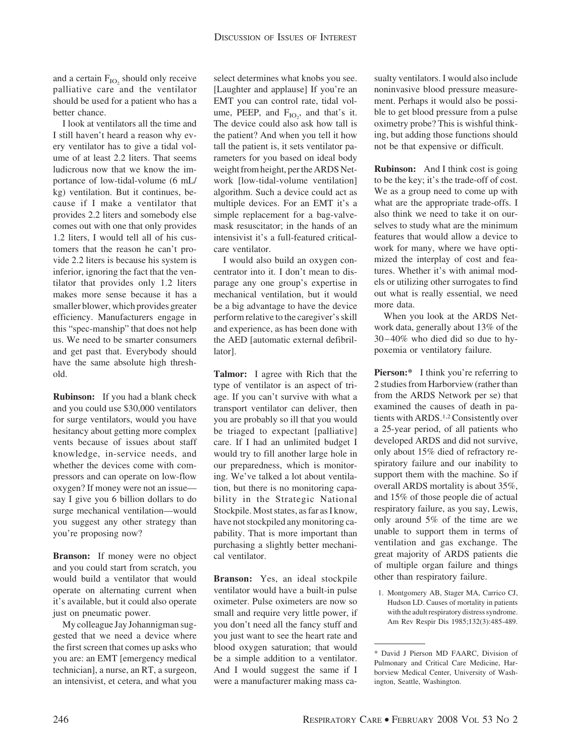and a certain $F_{IO_2}$ should only receive palliative care and the ventilator should be used for a patient who has a better chance.

I look at ventilators all the time and I still haven't heard a reason why every ventilator has to give a tidal volume of at least 2.2 liters. That seems ludicrous now that we know the importance of low-tidal-volume (6 mL/kg) ventilation. But it continues, because if I make a ventilator that provides 2.2 liters and somebody else comes out with one that only provides 1.2 liters, I would tell all of his customers that the reason he can't provide 2.2 liters is because his system is inferior, ignoring the fact that the ventilator that provides only 1.2 liters makes more sense because it has a smaller blower, which provides greater efficiency. Manufacturers engage in this "spec-manship" that does not help us. We need to be smarter consumers and get past that. Everybody should have the same absolute high threshold.

**Rubinson:** If you had a blank check and you could use $30,000 ventilators for surge ventilators, would you have hesitancy about getting more complex vents because of issues about staff knowledge, in-service needs, and whether the devices come with compressors and can operate on low-flow oxygen? If money were not an issue—say I give you 6 billion dollars to do surge mechanical ventilation—would you suggest any other strategy than you're proposing now?

**Branson:** If money were no object and you could start from scratch, you would build a ventilator that would operate on alternating current when it's available, but it could also operate just on pneumatic power.

My colleague Jay Johannigman suggested that we need a device where the first screen that comes up asks who you are: an EMT [emergency medical technician], a nurse, an RT, a surgeon, an intensivist, et cetera, and what you select determines what knobs you see. [Laughter and applause] If you're an EMT you can control rate, tidal volume, PEEP, and $F_{IO_2}$, and that's it. The device could also ask how tall is the patient? And when you tell it how tall the patient is, it sets ventilator parameters for you based on ideal body weight from height, per the ARDS Network [low-tidal-volume ventilation] algorithm. Such a device could act as multiple devices. For an EMT it's a simple replacement for a bag-valve-mask resuscitator; in the hands of an intensivist it's a full-featured critical-care ventilator.

I would also build an oxygen concentrator into it. I don't mean to disparage any one group's expertise in mechanical ventilation, but it would be a big advantage to have the device perform relative to the caregiver's skill and experience, as has been done with the AED [automatic external defibrillator].

**Talmor:** I agree with Rich that the type of ventilator is an aspect of triage. If you can't survive with what a transport ventilator can deliver, then you are probably so ill that you would be triaged to expectant [palliative] care. If I had an unlimited budget I would try to fill another large hole in our preparedness, which is monitoring. We've talked a lot about ventilation, but there is no monitoring capability in the Strategic National Stockpile. Most states, as far as I know, have not stockpiled any monitoring capability. That is more important than purchasing a slightly better mechanical ventilator.

**Branson:** Yes, an ideal stockpile ventilator would have a built-in pulse oximeter. Pulse oximeters are now so small and require very little power, if you don't need all the fancy stuff and you just want to see the heart rate and blood oxygen saturation; that would be a simple addition to a ventilator. And I would suggest the same if I were a manufacturer making mass casualty ventilators. I would also include noninvasive blood pressure measurement. Perhaps it would also be possible to get blood pressure from a pulse oximetry probe? This is wishful thinking, but adding those functions should not be that expensive or difficult.

**Rubinson:** And I think cost is going to be the key; it's the trade-off of cost. We as a group need to come up with what are the appropriate trade-offs. I also think we need to take it on ourselves to study what are the minimum features that would allow a device to work for many, where we have optimized the interplay of cost and features. Whether it's with animal models or utilizing other surrogates to find out what is really essential, we need more data.

When you look at the ARDS Network data, generally about 13% of the 30–40% who died did so due to hypoxemia or ventilatory failure.

**Pierson:*** I think you're referring to 2 studies from Harborview (rather than from the ARDS Network per se) that examined the causes of death in patients with ARDS.[1,2] Consistently over a 25-year period, of all patients who developed ARDS and did not survive, only about 15% died of refractory respiratory failure and our inability to support them with the machine. So if overall ARDS mortality is about 35%, and 15% of those people die of actual respiratory failure, as you say, Lewis, only around 5% of the time are we unable to support them in terms of ventilation and gas exchange. The great majority of ARDS patients die of multiple organ failure and things other than respiratory failure.

1. Montgomery AB, Stager MA, Carrico CJ, Hudson LD. Causes of mortality in patients with the adult respiratory distress syndrome. Am Rev Respir Dis 1985;132(3):485-489.

* David J Pierson MD FAARC, Division of Pulmonary and Critical Care Medicine, Harborview Medical Center, University of Washington, Seattle, Washington.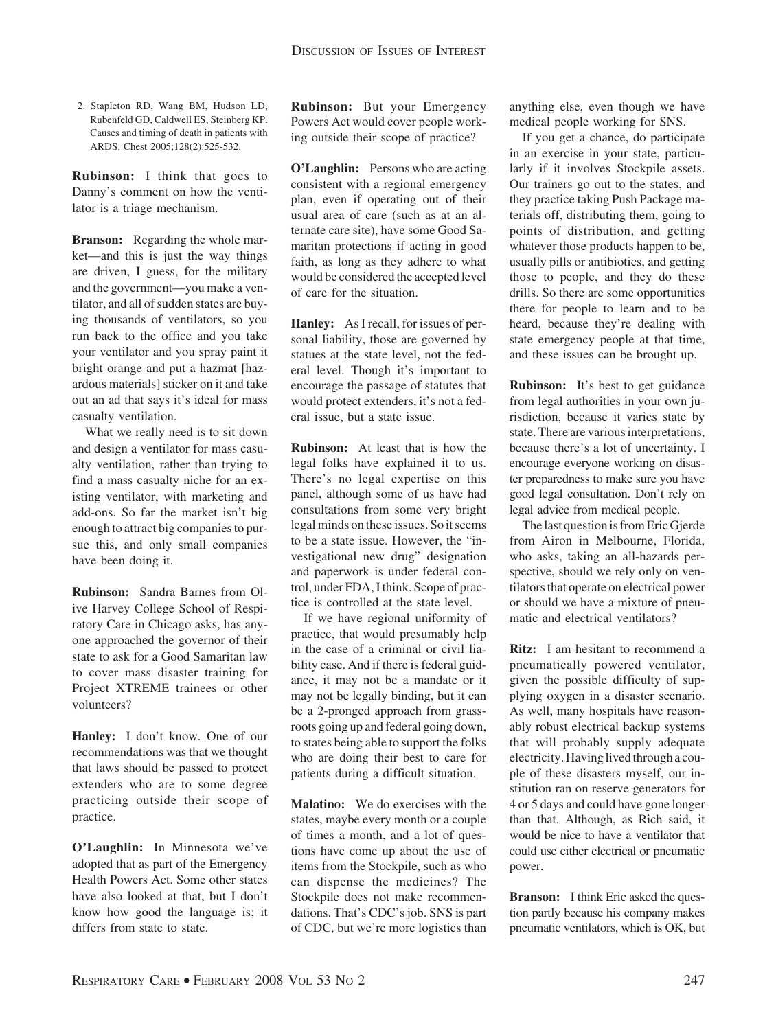2. Stapleton RD, Wang BM, Hudson LD, Rubenfeld GD, Caldwell ES, Steinberg KP. Causes and timing of death in patients with ARDS. Chest 2005;128(2):525-532.

**Rubinson:** I think that goes to Danny's comment on how the ventilator is a triage mechanism.

**Branson:** Regarding the whole market—and this is just the way things are driven, I guess, for the military and the government—you make a ventilator, and all of sudden states are buying thousands of ventilators, so you run back to the office and you take your ventilator and you spray paint it bright orange and put a hazmat [hazardous materials] sticker on it and take out an ad that says it's ideal for mass casualty ventilation.

What we really need is to sit down and design a ventilator for mass casualty ventilation, rather than trying to find a mass casualty niche for an existing ventilator, with marketing and add-ons. So far the market isn't big enough to attract big companies to pursue this, and only small companies have been doing it.

**Rubinson:** Sandra Barnes from Olive Harvey College School of Respiratory Care in Chicago asks, has anyone approached the governor of their state to ask for a Good Samaritan law to cover mass disaster training for Project XTREME trainees or other volunteers?

**Hanley:** I don't know. One of our recommendations was that we thought that laws should be passed to protect extenders who are to some degree practicing outside their scope of practice.

**O'Laughlin:** In Minnesota we've adopted that as part of the Emergency Health Powers Act. Some other states have also looked at that, but I don't know how good the language is; it differs from state to state.

**Rubinson:** But your Emergency Powers Act would cover people working outside their scope of practice?

**O'Laughlin:** Persons who are acting consistent with a regional emergency plan, even if operating out of their usual area of care (such as at an alternate care site), have some Good Samaritan protections if acting in good faith, as long as they adhere to what would be considered the accepted level of care for the situation.

**Hanley:** As I recall, for issues of personal liability, those are governed by statues at the state level, not the federal level. Though it's important to encourage the passage of statutes that would protect extenders, it's not a federal issue, but a state issue.

**Rubinson:** At least that is how the legal folks have explained it to us. There's no legal expertise on this panel, although some of us have had consultations from some very bright legal minds on these issues. So it seems to be a state issue. However, the "investigational new drug" designation and paperwork is under federal control, under FDA, I think. Scope of practice is controlled at the state level.

If we have regional uniformity of practice, that would presumably help in the case of a criminal or civil liability case. And if there is federal guidance, it may not be a mandate or it may not be legally binding, but it can be a 2-pronged approach from grassroots going up and federal going down, to states being able to support the folks who are doing their best to care for patients during a difficult situation.

**Malatino:** We do exercises with the states, maybe every month or a couple of times a month, and a lot of questions have come up about the use of items from the Stockpile, such as who can dispense the medicines? The Stockpile does not make recommendations. That's CDC's job. SNS is part of CDC, but we're more logistics than anything else, even though we have medical people working for SNS.

If you get a chance, do participate in an exercise in your state, particularly if it involves Stockpile assets. Our trainers go out to the states, and they practice taking Push Package materials off, distributing them, going to points of distribution, and getting whatever those products happen to be, usually pills or antibiotics, and getting those to people, and they do these drills. So there are some opportunities there for people to learn and to be heard, because they're dealing with state emergency people at that time, and these issues can be brought up.

**Rubinson:** It's best to get guidance from legal authorities in your own jurisdiction, because it varies state by state. There are various interpretations, because there's a lot of uncertainty. I encourage everyone working on disaster preparedness to make sure you have good legal consultation. Don't rely on legal advice from medical people.

The last question is from Eric Gjerde from Airon in Melbourne, Florida, who asks, taking an all-hazards perspective, should we rely only on ventilators that operate on electrical power or should we have a mixture of pneumatic and electrical ventilators?

**Ritz:** I am hesitant to recommend a pneumatically powered ventilator, given the possible difficulty of supplying oxygen in a disaster scenario. As well, many hospitals have reasonably robust electrical backup systems that will probably supply adequate electricity. Having lived through a couple of these disasters myself, our institution ran on reserve generators for 4 or 5 days and could have gone longer than that. Although, as Rich said, it would be nice to have a ventilator that could use either electrical or pneumatic power.

**Branson:** I think Eric asked the question partly because his company makes pneumatic ventilators, which is OK, but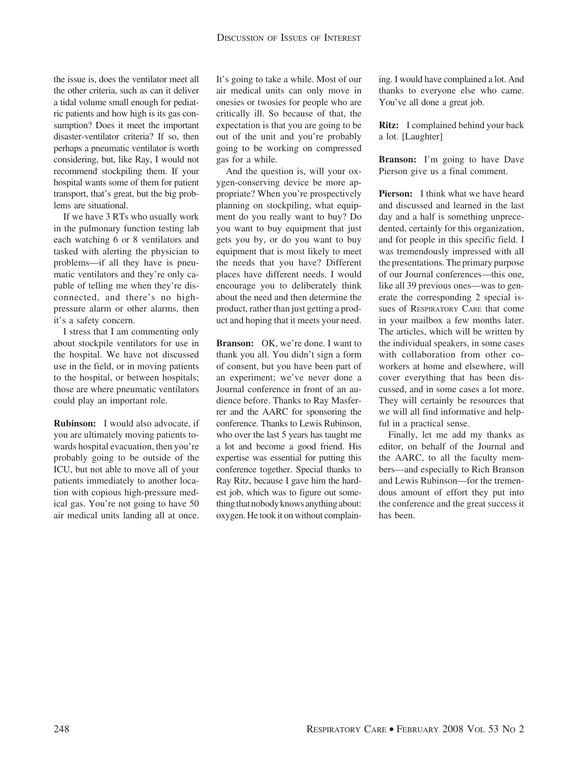the issue is, does the ventilator meet all the other criteria, such as can it deliver a tidal volume small enough for pediatric patients and how high is its gas consumption? Does it meet the important disaster-ventilator criteria? If so, then perhaps a pneumatic ventilator is worth considering, but, like Ray, I would not recommend stockpiling them. If your hospital wants some of them for patient transport, that's great, but the big problems are situational.

If we have 3 RTs who usually work in the pulmonary function testing lab each watching 6 or 8 ventilators and tasked with alerting the physician to problems—if all they have is pneumatic ventilators and they're only capable of telling me when they're disconnected, and there's no high-pressure alarm or other alarms, then it's a safety concern.

I stress that I am commenting only about stockpile ventilators for use in the hospital. We have not discussed use in the field, or in moving patients to the hospital, or between hospitals; those are where pneumatic ventilators could play an important role.

**Rubinson:** I would also advocate, if you are ultimately moving patients towards hospital evacuation, then you're probably going to be outside of the ICU, but not able to move all of your patients immediately to another location with copious high-pressure medical gas. You're not going to have 50 air medical units landing all at once. It's going to take a while. Most of our air medical units can only move in onesies or twosies for people who are critically ill. So because of that, the expectation is that you are going to be out of the unit and you're probably going to be working on compressed gas for a while.

And the question is, will your oxygen-conserving device be more appropriate? When you're prospectively planning on stockpiling, what equipment do you really want to buy? Do you want to buy equipment that just gets you by, or do you want to buy equipment that is most likely to meet the needs that you have? Different places have different needs. I would encourage you to deliberately think about the need and then determine the product, rather than just getting a product and hoping that it meets your need.

**Branson:** OK, we're done. I want to thank you all. You didn't sign a form of consent, but you have been part of an experiment; we've never done a Journal conference in front of an audience before. Thanks to Ray Masferrer and the AARC for sponsoring the conference. Thanks to Lewis Rubinson, who over the last 5 years has taught me a lot and become a good friend. His expertise was essential for putting this conference together. Special thanks to Ray Ritz, because I gave him the hardest job, which was to figure out something that nobody knows anything about: oxygen. He took it on without complaining. I would have complained a lot. And thanks to everyone else who came. You've all done a great job.

**Ritz:** I complained behind your back a lot. [Laughter]

**Branson:** I'm going to have Dave Pierson give us a final comment.

**Pierson:** I think what we have heard and discussed and learned in the last day and a half is something unprecedented, certainly for this organization, and for people in this specific field. I was tremendously impressed with all the presentations. The primary purpose of our Journal conferences—this one, like all 39 previous ones—was to generate the corresponding 2 special issues of RESPIRATORY CARE that come in your mailbox a few months later. The articles, which will be written by the individual speakers, in some cases with collaboration from other coworkers at home and elsewhere, will cover everything that has been discussed, and in some cases a lot more. They will certainly be resources that we will all find informative and helpful in a practical sense.

Finally, let me add my thanks as editor, on behalf of the Journal and the AARC, to all the faculty members—and especially to Rich Branson and Lewis Rubinson—for the tremendous amount of effort they put into the conference and the great success it has been.